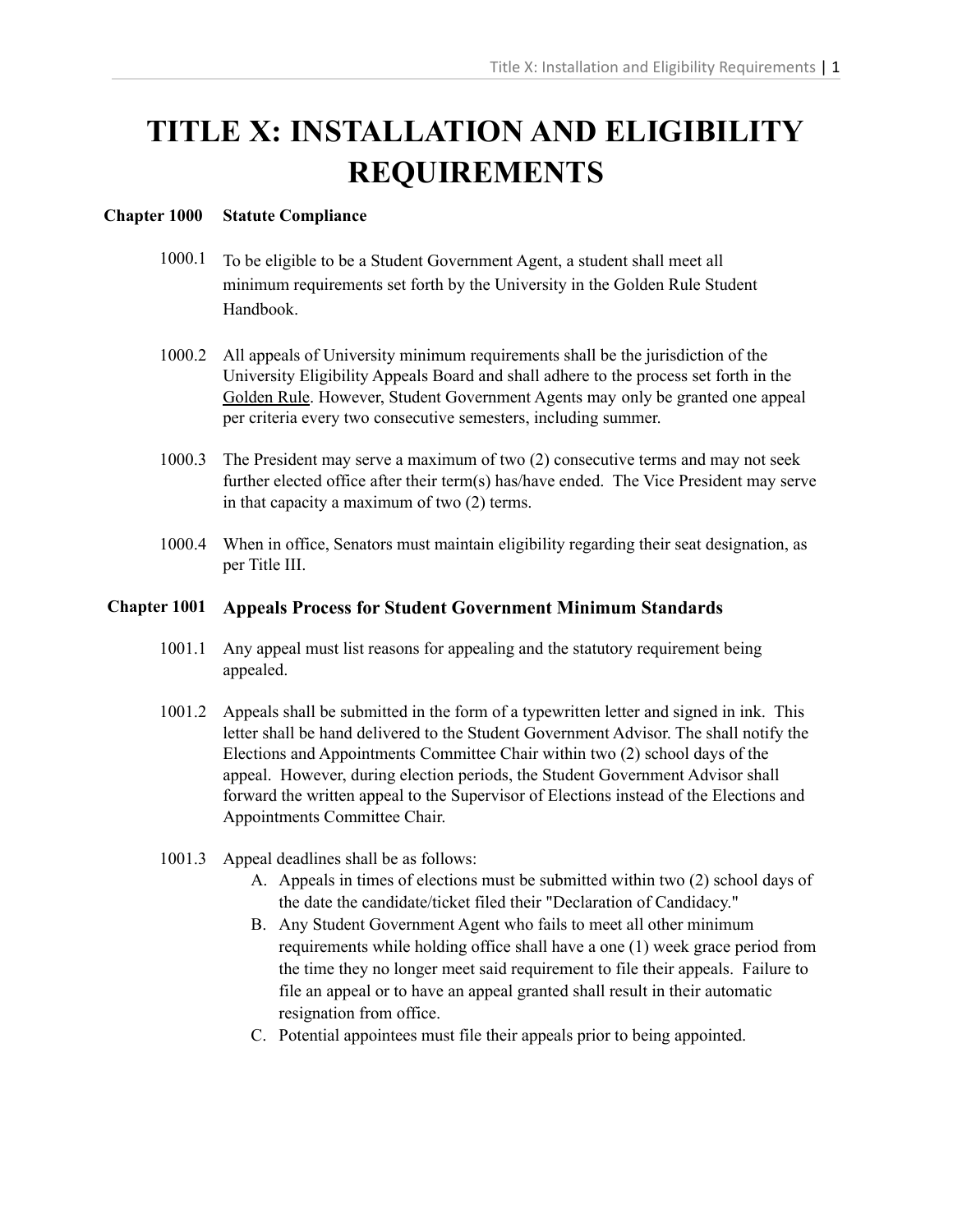# TITLE X: INSTALLATION AND ELIGIBILITY REQUIREMENTS

## Chapter 1000 Statute Compliance

1000.1 To be eligible to be a Student Government Agent, a student shall meet all minimum requirements set forth by the University in the Golden Rule Student Handbook.

1000.2 All appeals of University minimum requirements shall be the jurisdiction of the University Eligibility Appeals Board and shall adhere to the process set forth in the Golden Rule. However, Student Government Agents may only be granted one appeal per criteria every two consecutive semesters, including summer.

1000.3 The President may serve a maximum of two (2) consecutive terms and may not seek further elected office after their term(s) has/have ended. The Vice President may serve in that capacity a maximum of two (2) terms.

1000.4 When in office, Senators must maintain eligibility regarding their seat designation, as per Title III.

## Chapter 1001 Appeals Process for Student Government Minimum Standards

1001.1 Any appeal must list reasons for appealing and the statutory requirement being appealed.

1001.2 Appeals shall be submitted in the form of a typewritten letter and signed in ink. This letter shall be hand delivered to the Student Government Advisor. The shall notify the Elections and Appointments Committee Chair within two (2) school days of the appeal. However, during election periods, the Student Government Advisor shall forward the written appeal to the Supervisor of Elections instead of the Elections and Appointments Committee Chair.

1001.3 Appeal deadlines shall be as follows:

A. Appeals in times of elections must be submitted within two (2) school days of the date the candidate/ticket filed their "Declaration of Candidacy."

B. Any Student Government Agent who fails to meet all other minimum requirements while holding office shall have a one (1) week grace period from the time they no longer meet said requirement to file their appeals. Failure to file an appeal or to have an appeal granted shall result in their automatic resignation from office.

C. Potential appointees must file their appeals prior to being appointed.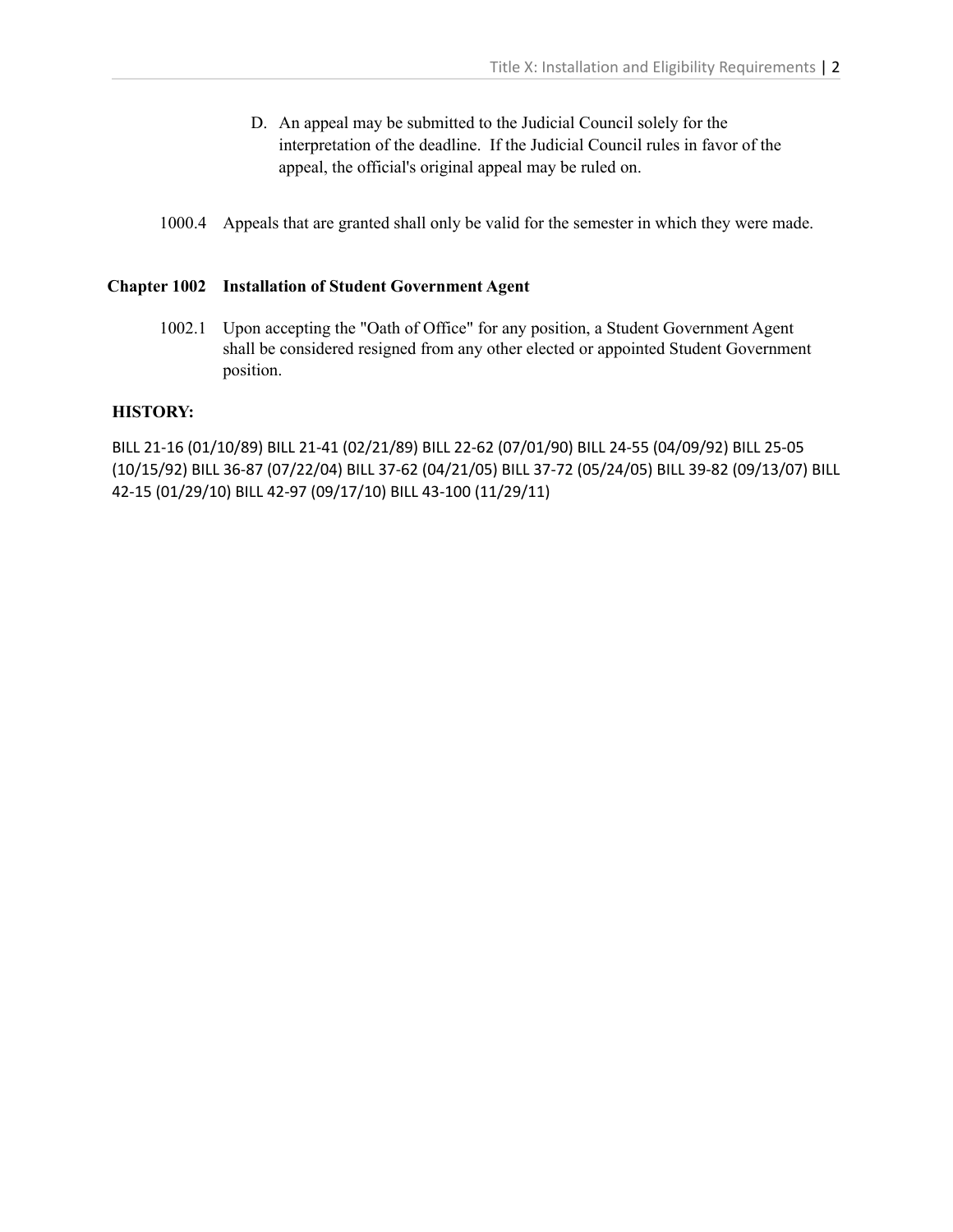D. An appeal may be submitted to the Judicial Council solely for the interpretation of the deadline. If the Judicial Council rules in favor of the appeal, the official's original appeal may be ruled on.

1000.4 Appeals that are granted shall only be valid for the semester in which they were made.

## Chapter 1002 Installation of Student Government Agent

1002.1 Upon accepting the "Oath of Office" for any position, a Student Government Agent shall be considered resigned from any other elected or appointed Student Government position.

**HISTORY:**

BILL 21-16 (01/10/89) BILL 21-41 (02/21/89) BILL 22-62 (07/01/90) BILL 24-55 (04/09/92) BILL 25-05 (10/15/92) BILL 36-87 (07/22/04) BILL 37-62 (04/21/05) BILL 37-72 (05/24/05) BILL 39-82 (09/13/07) BILL 42-15 (01/29/10) BILL 42-97 (09/17/10) BILL 43-100 (11/29/11)